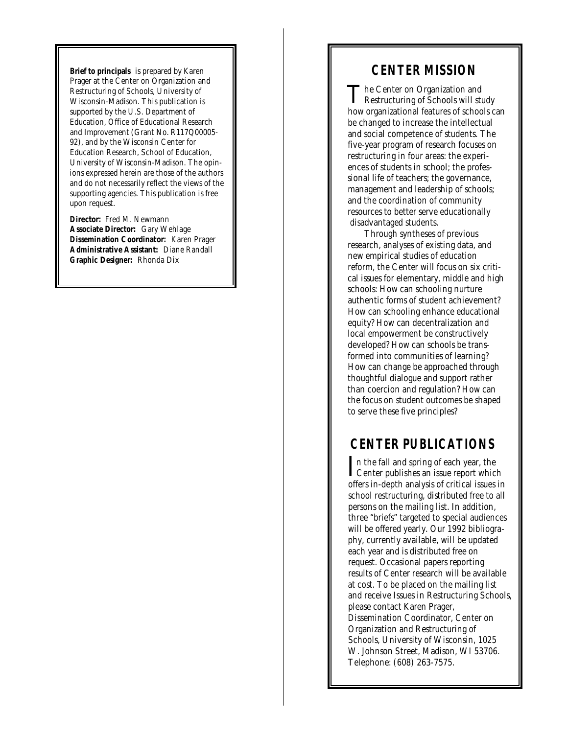**Brief to principals** is prepared by Karen Prager at the Center on Organization and Restructuring of Schools, University of Wisconsin-Madison. This publication is supported by the U.S. Department of Education, Office of Educational Research and Improvement (Grant No. R117Q00005-92), and by the Wisconsin Center for Education Research, School of Education, University of Wisconsin-Madison. The opinions expressed herein are those of the authors and do not necessarily reflect the views of the supporting agencies. This publication is free upon request.

**Director:** Fred M. Newmann
**Associate Director:** Gary Wehlage
**Dissemination Coordinator:** Karen Prager
**Administrative Assistant:** Diane Randall
**Graphic Designer:** Rhonda Dix

## CENTER MISSION

The Center on Organization and Restructuring of Schools will study how organizational features of schools can be changed to increase the intellectual and social competence of students. The five-year program of research focuses on restructuring in four areas: the experiences of students in school; the professional life of teachers; the governance, management and leadership of schools; and the coordination of community resources to better serve educationally disadvantaged students.

Through syntheses of previous research, analyses of existing data, and new empirical studies of education reform, the Center will focus on six critical issues for elementary, middle and high schools: How can schooling nurture authentic forms of student achievement? How can schooling enhance educational equity? How can decentralization and local empowerment be constructively developed? How can schools be transformed into communities of learning? How can change be approached through thoughtful dialogue and support rather than coercion and regulation? How can the focus on student outcomes be shaped to serve these five principles?

## CENTER PUBLICATIONS

In the fall and spring of each year, the Center publishes an issue report which offers in-depth analysis of critical issues in school restructuring, distributed free to all persons on the mailing list. In addition, three "briefs" targeted to special audiences will be offered yearly. Our 1992 bibliography, currently available, will be updated each year and is distributed free on request. Occasional papers reporting results of Center research will be available at cost. To be placed on the mailing list and receive Issues in Restructuring Schools, please contact Karen Prager, Dissemination Coordinator, Center on Organization and Restructuring of Schools, University of Wisconsin, 1025 W. Johnson Street, Madison, WI 53706. Telephone: (608) 263-7575.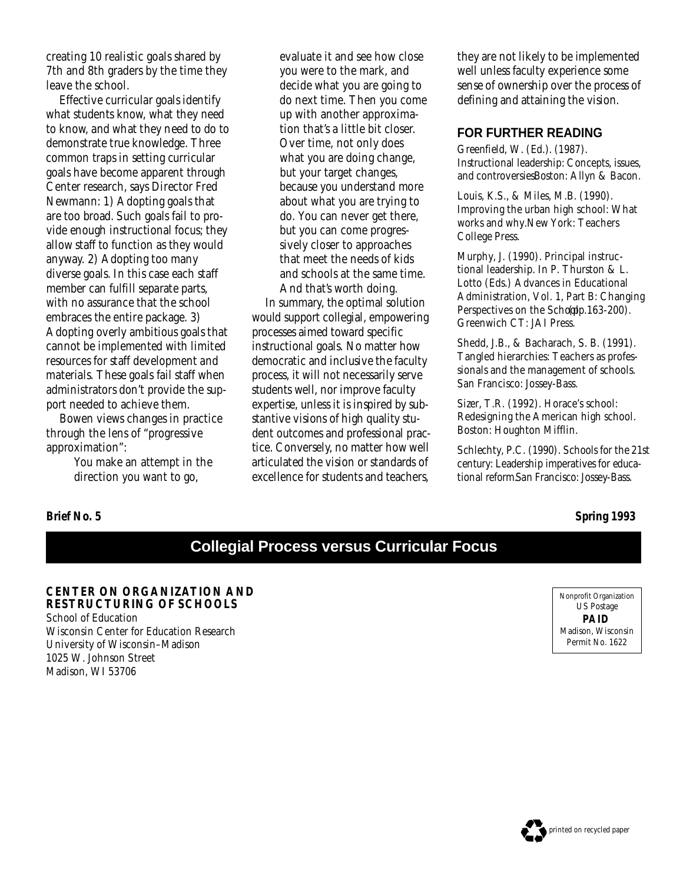creating 10 realistic goals shared by 7th and 8th graders by the time they leave the school.

Effective curricular goals identify what students know, what they need to know, and what they need to do to demonstrate true knowledge. Three common traps in setting curricular goals have become apparent through Center research, says Director Fred Newmann: 1) Adopting goals that are too broad. Such goals fail to provide enough instructional focus; they allow staff to function as they would anyway. 2) Adopting too many diverse goals. In this case each staff member can fulfill separate parts, with no assurance that the school embraces the entire package. 3) Adopting overly ambitious goals that cannot be implemented with limited resources for staff development and materials. These goals fail staff when administrators don't provide the support needed to achieve them.

Bowen views changes in practice through the lens of "progressive approximation":

> You make an attempt in the direction you want to go, evaluate it and see how close you were to the mark, and decide what you are going to do next time. Then you come up with another approximation that's a little bit closer. Over time, not only does what you are doing change, but your target changes, because you understand more about what you are trying to do. You can never get there, but you can come progressively closer to approaches that meet the needs of kids and schools at the same time. And that's worth doing.

In summary, the optimal solution would support collegial, empowering processes aimed toward specific instructional goals. No matter how democratic and inclusive the faculty process, it will not necessarily serve students well, nor improve faculty expertise, unless it is inspired by substantive visions of high quality student outcomes and professional practice. Conversely, no matter how well articulated the vision or standards of excellence for students and teachers, they are not likely to be implemented well unless faculty experience some sense of ownership over the process of defining and attaining the vision.

## FOR FURTHER READING

Greenfield, W. (Ed.). (1987). *Instructional leadership: Concepts, issues, and controversies.* Boston: Allyn & Bacon.

Louis, K.S., & Miles, M.B. (1990). *Improving the urban high school: What works and why.* New York: Teachers College Press.

Murphy, J. (1990). Principal instructional leadership. In P. Thurston & L. Lotto (Eds.) *Advances in Educational Administration, Vol. 1, Part B: Changing Perspectives on the School* (pp.163-200). Greenwich CT: JAI Press.

Shedd, J.B., & Bacharach, S. B. (1991). *Tangled hierarchies: Teachers as professionals and the management of schools.* San Francisco: Jossey-Bass.

Sizer, T.R. (1992). *Horace's school: Redesigning the American high school.* Boston: Houghton Mifflin.

Schlechty, P.C. (1990). *Schools for the 21st century: Leadership imperatives for educational reform.* San Francisco: Jossey-Bass.

***Brief No. 5*** ***Spring 1993***

## Collegial Process versus Curricular Focus

**CENTER ON ORGANIZATION AND RESTRUCTURING OF SCHOOLS**
School of Education
Wisconsin Center for Education Research
University of Wisconsin–Madison
1025 W. Johnson Street
Madison, WI 53706

Nonprofit Organization
US Postage
**PAID**
Madison, Wisconsin
Permit No. 1622

*printed on recycled paper*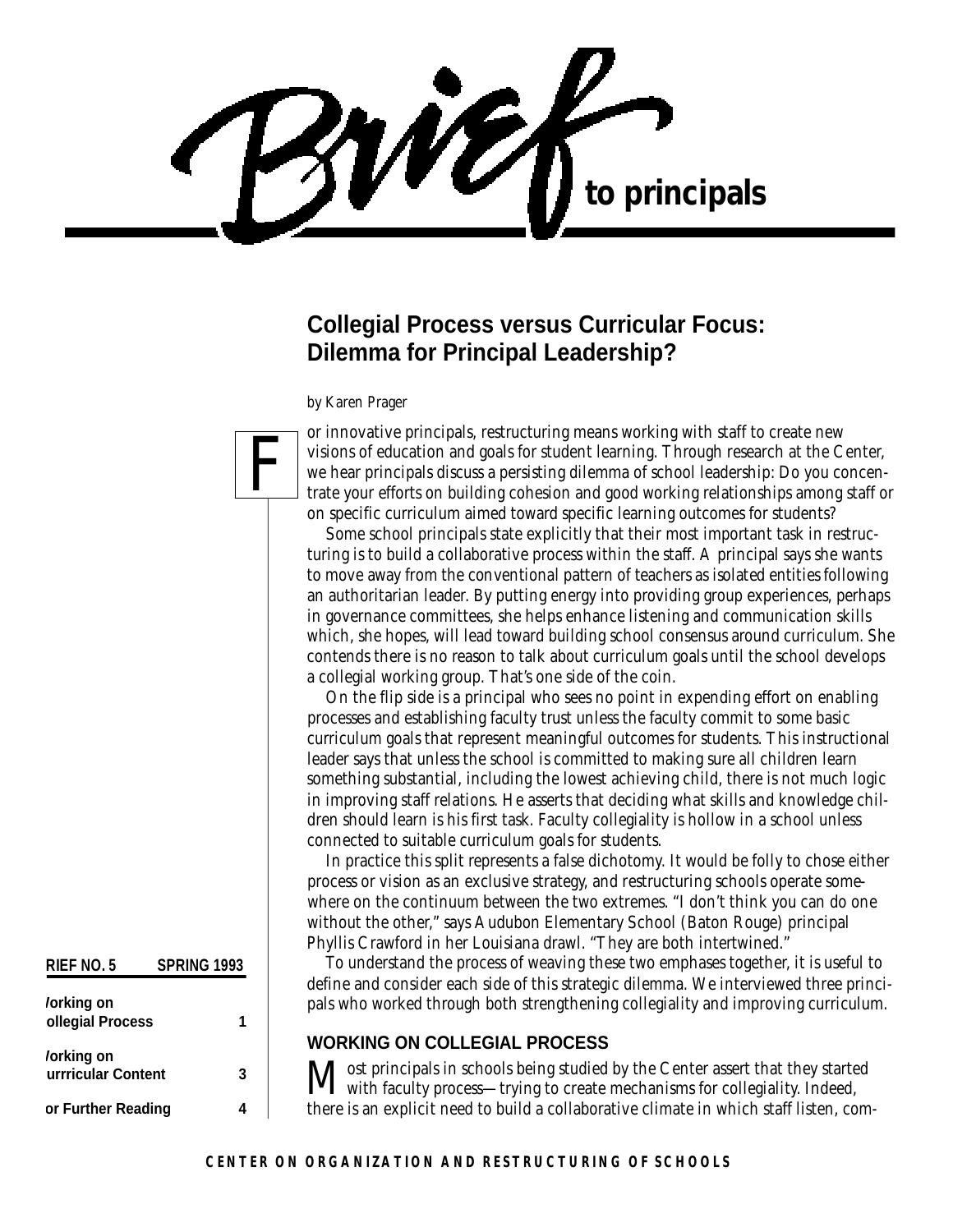# Brief to principals

## Collegial Process versus Curricular Focus: Dilemma for Principal Leadership?

*by Karen Prager*

For innovative principals, restructuring means working with staff to create new visions of education and goals for student learning. Through research at the Center, we hear principals discuss a persisting dilemma of school leadership: Do you concentrate your efforts on building cohesion and good working relationships among staff or on specific curriculum aimed toward specific learning outcomes for students?

Some school principals state explicitly that their most important task in restructuring is to build a collaborative process within the staff. A principal says she wants to move away from the conventional pattern of teachers as isolated entities following an authoritarian leader. By putting energy into providing group experiences, perhaps in governance committees, she helps enhance listening and communication skills which, she hopes, will lead toward building school consensus around curriculum. She contends there is no reason to talk about curriculum goals until the school develops a collegial working group. That's one side of the coin.

On the flip side is a principal who sees no point in expending effort on enabling processes and establishing faculty trust unless the faculty commit to some basic curriculum goals that represent meaningful outcomes for students. This instructional leader says that unless the school is committed to making sure all children learn something substantial, including the lowest achieving child, there is not much logic in improving staff relations. He asserts that deciding what skills and knowledge children should learn is his first task. Faculty collegiality is hollow in a school unless connected to suitable curriculum goals for students.

In practice this split represents a false dichotomy. It would be folly to chose either process or vision as an exclusive strategy, and restructuring schools operate somewhere on the continuum between the two extremes. "I don't think you can do one without the other," says Audubon Elementary School (Baton Rouge) principal Phyllis Crawford in her Louisiana drawl. "They are both intertwined."

To understand the process of weaving these two emphases together, it is useful to define and consider each side of this strategic dilemma. We interviewed three principals who worked through both strengthening collegiality and improving curriculum.

| RIEF NO. 5 | SPRING 1993 |
|---|---|
| /orking on ollegial Process | 1 |
| /orking on urrricular Content | 3 |
| or Further Reading | 4 |

### WORKING ON COLLEGIAL PROCESS

Most principals in schools being studied by the Center assert that they started with faculty process—trying to create mechanisms for collegiality. Indeed, there is an explicit need to build a collaborative climate in which staff listen, com-

CENTER ON ORGANIZATION AND RESTRUCTURING OF SCHOOLS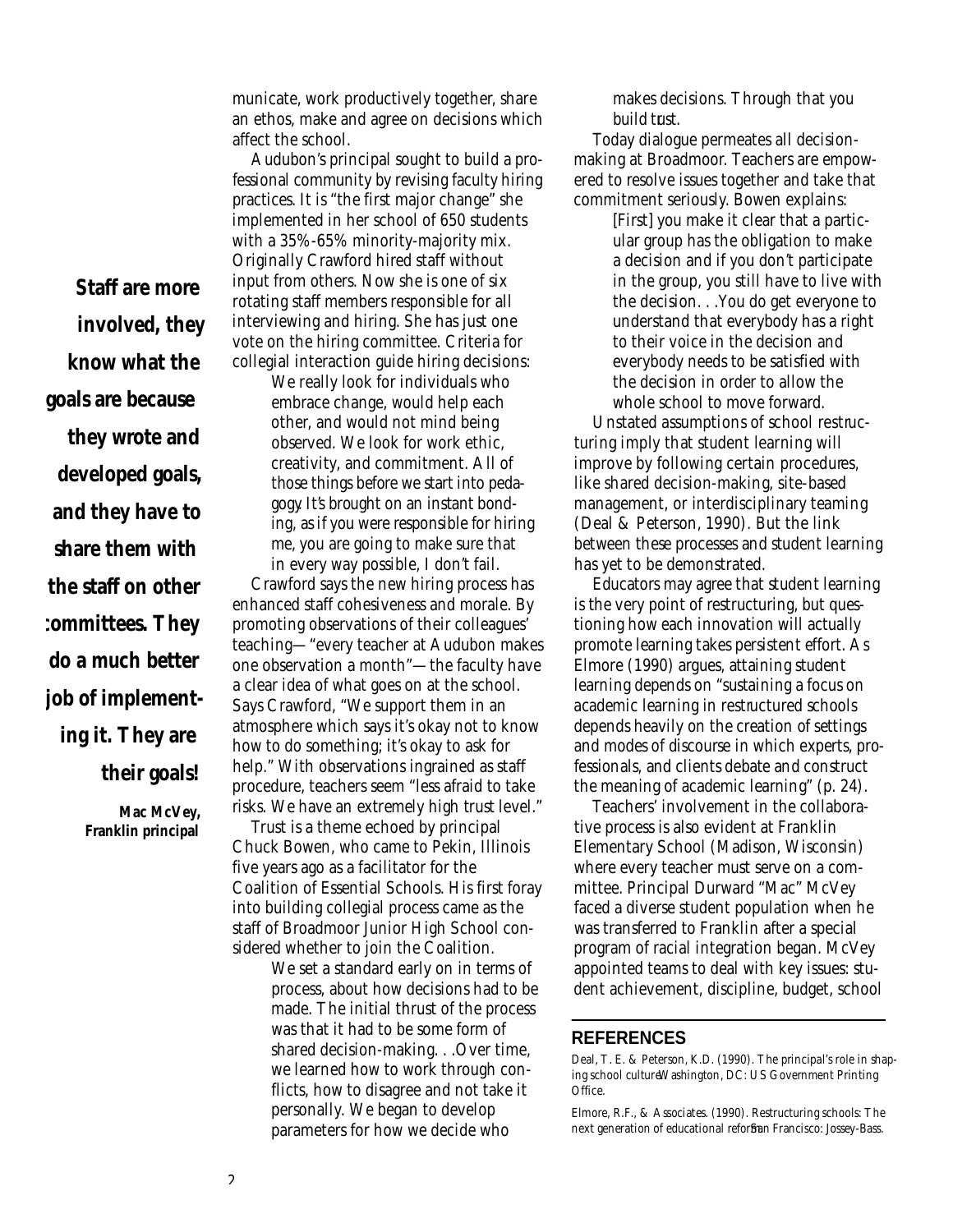municate, work productively together, share an ethos, make and agree on decisions which affect the school.

Audubon's principal sought to build a professional community by revising faculty hiring practices. It is "the first major change" she implemented in her school of 650 students with a 35%-65% minority-majority mix. Originally Crawford hired staff without input from others. Now she is one of six rotating staff members responsible for all interviewing and hiring. She has just one vote on the hiring committee. Criteria for collegial interaction guide hiring decisions:

> We really look for individuals who embrace change, would help each other, and would not mind being observed. We look for work ethic, creativity, and commitment. All of those things before we start into pedagogy. It's brought on an instant bonding, as if you were responsible for hiring me, you are going to make sure that in every way possible, I don't fail.

Crawford says the new hiring process has enhanced staff cohesiveness and morale. By promoting observations of their colleagues' teaching—"every teacher at Audubon makes one observation a month"—the faculty have a clear idea of what goes on at the school. Says Crawford, "We support them in an atmosphere which says it's okay not to know how to do something; it's okay to ask for help." With observations ingrained as staff procedure, teachers seem "less afraid to take risks. We have an extremely high trust level."

> **Staff are more involved, they know what the goals are because they wrote and developed goals, and they have to share them with the staff on other committees. They do a much better job of implementing it. They are their goals!**
>
> **Mac McVey, Franklin principal**

Trust is a theme echoed by principal Chuck Bowen, who came to Pekin, Illinois five years ago as a facilitator for the Coalition of Essential Schools. His first foray into building collegial process came as the staff of Broadmoor Junior High School considered whether to join the Coalition.

> We set a standard early on in terms of process, about how decisions had to be made. The initial thrust of the process was that it had to be some form of shared decision-making. . .Over time, we learned how to work through conflicts, how to disagree and not take it personally. We began to develop parameters for how we decide who makes decisions. Through that you build trust.

Today dialogue permeates all decision-making at Broadmoor. Teachers are empowered to resolve issues together and take that commitment seriously. Bowen explains:

> [First] you make it clear that a particular group has the obligation to make a decision and if you don't participate in the group, you still have to live with the decision. . .You do get everyone to understand that everybody has a right to their voice in the decision and everybody needs to be satisfied with the decision in order to allow the whole school to move forward.

Unstated assumptions of school restructuring imply that student learning will improve by following certain procedures, like shared decision-making, site-based management, or interdisciplinary teaming (Deal & Peterson, 1990). But the link between these processes and student learning has yet to be demonstrated.

Educators may agree that student learning is the very point of restructuring, but questioning how each innovation will actually promote learning takes persistent effort. As Elmore (1990) argues, attaining student learning depends on "sustaining a focus on academic learning in restructured schools depends heavily on the creation of settings and modes of discourse in which experts, professionals, and clients debate and construct the meaning of academic learning" (p. 24).

Teachers' involvement in the collaborative process is also evident at Franklin Elementary School (Madison, Wisconsin) where every teacher must serve on a committee. Principal Durward "Mac" McVey faced a diverse student population when he was transferred to Franklin after a special program of racial integration began. McVey appointed teams to deal with key issues: student achievement, discipline, budget, school

## REFERENCES

Deal, T. E. & Peterson, K.D. (1990). *The principal's role in shaping school culture.* Washington, DC: US Government Printing Office.

Elmore, R.F., & Associates. (1990). *Restructuring schools: The next generation of educational reform.* San Francisco: Jossey-Bass.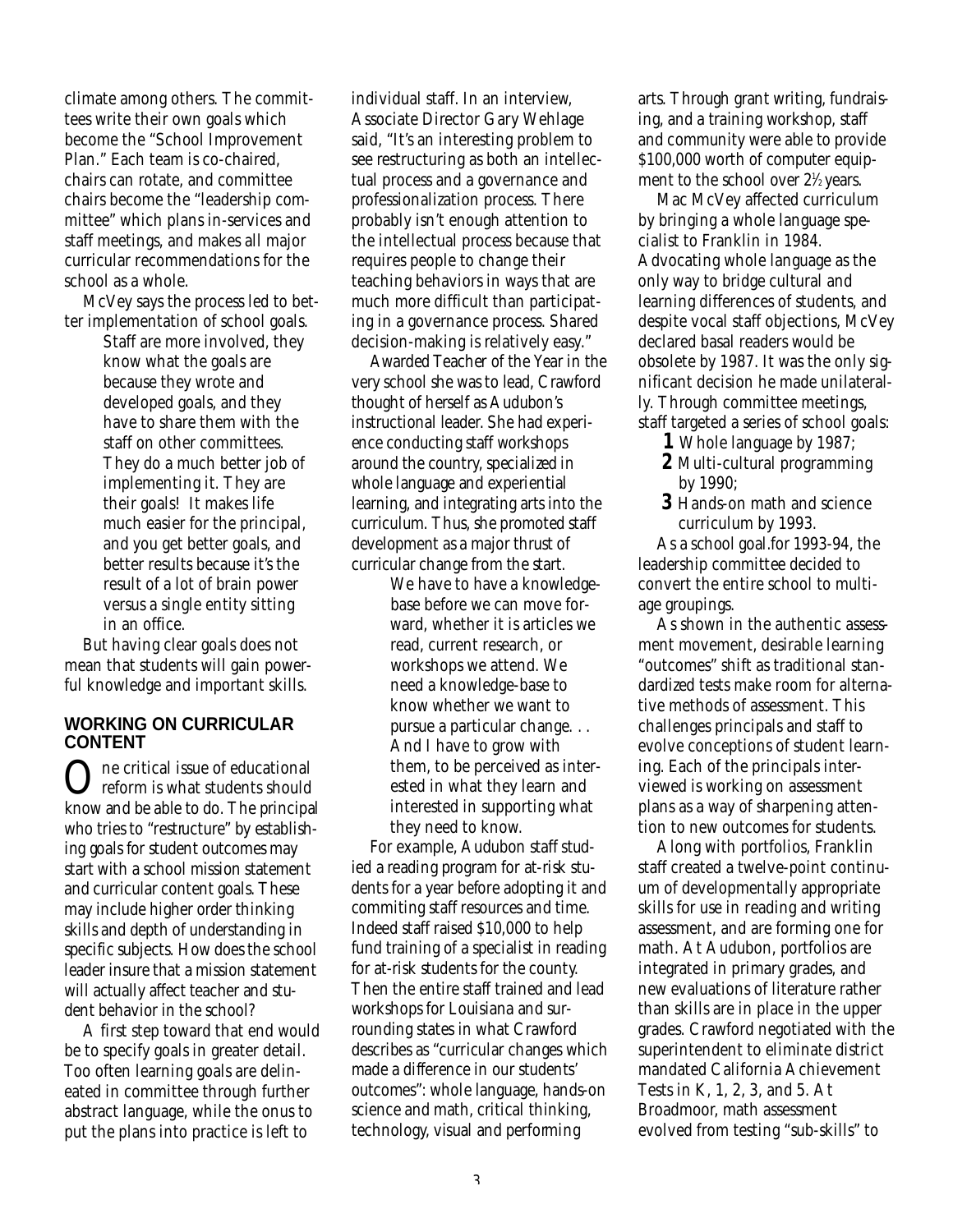climate among others. The committees write their own goals which become the "School Improvement Plan." Each team is co-chaired, chairs can rotate, and committee chairs become the "leadership committee" which plans in-services and staff meetings, and makes all major curricular recommendations for the school as a whole.

McVey says the process led to better implementation of school goals.

> Staff are more involved, they know what the goals are because they wrote and developed goals, and they have to share them with the staff on other committees. They do a much better job of implementing it. They are their goals! It makes life much easier for the principal, and you get better goals, and better results because it's the result of a lot of brain power versus a single entity sitting in an office.

But having clear goals does not mean that students will gain powerful knowledge and important skills.

## WORKING ON CURRICULAR CONTENT

One critical issue of educational reform is what students should know and be able to do. The principal who tries to "restructure" by establishing goals for student outcomes may start with a school mission statement and curricular content goals. These may include higher order thinking skills and depth of understanding in specific subjects. How does the school leader insure that a mission statement will actually affect teacher and student behavior in the school?

A first step toward that end would be to specify goals in greater detail. Too often learning goals are delineated in committee through further abstract language, while the onus to put the plans into practice is left to individual staff. In an interview, Associate Director Gary Wehlage said, "It's an interesting problem to see restructuring as both an intellectual process and a governance and professionalization process. There probably isn't enough attention to the intellectual process because that requires people to change their teaching behaviors in ways that are much more difficult than participating in a governance process. Shared decision-making is relatively easy."

Awarded Teacher of the Year in the very school she was to lead, Crawford thought of herself as Audubon's instructional leader. She had experience conducting staff workshops around the country, specialized in whole language and experiential learning, and integrating arts into the curriculum. Thus, she promoted staff development as a major thrust of curricular change from the start.

> We have to have a knowledge-base before we can move forward, whether it is articles we read, current research, or workshops we attend. We need a knowledge-base to know whether we want to pursue a particular change. . . And I have to grow with them, to be perceived as interested in what they learn and interested in supporting what they need to know.

For example, Audubon staff studied a reading program for at-risk students for a year before adopting it and commiting staff resources and time. Indeed staff raised $10,000 to help fund training of a specialist in reading for at-risk students for the county. Then the entire staff trained and lead workshops for Louisiana and surrounding states in what Crawford describes as "curricular changes which made a difference in our students' outcomes": whole language, hands-on science and math, critical thinking, technology, visual and performing arts. Through grant writing, fundraising, and a training workshop, staff and community were able to provide $100,000 worth of computer equipment to the school over 2½ years.

Mac McVey affected curriculum by bringing a whole language specialist to Franklin in 1984. Advocating whole language as the only way to bridge cultural and learning differences of students, and despite vocal staff objections, McVey declared basal readers would be obsolete by 1987. It was the only significant decision he made unilaterally. Through committee meetings, staff targeted a series of school goals:

1. Whole language by 1987;
2. Multi-cultural programming by 1990;
3. Hands-on math and science curriculum by 1993.

As a school goal for 1993-94, the leadership committee decided to convert the entire school to multi-age groupings.

As shown in the authentic assessment movement, desirable learning "outcomes" shift as traditional standardized tests make room for alternative methods of assessment. This challenges principals and staff to evolve conceptions of student learning. Each of the principals interviewed is working on assessment plans as a way of sharpening attention to new outcomes for students.

Along with portfolios, Franklin staff created a twelve-point continuum of developmentally appropriate skills for use in reading and writing assessment, and are forming one for math. At Audubon, portfolios are integrated in primary grades, and new evaluations of literature rather than skills are in place in the upper grades. Crawford negotiated with the superintendent to eliminate district mandated California Achievement Tests in K, 1, 2, 3, and 5. At Broadmoor, math assessment evolved from testing "sub-skills" to